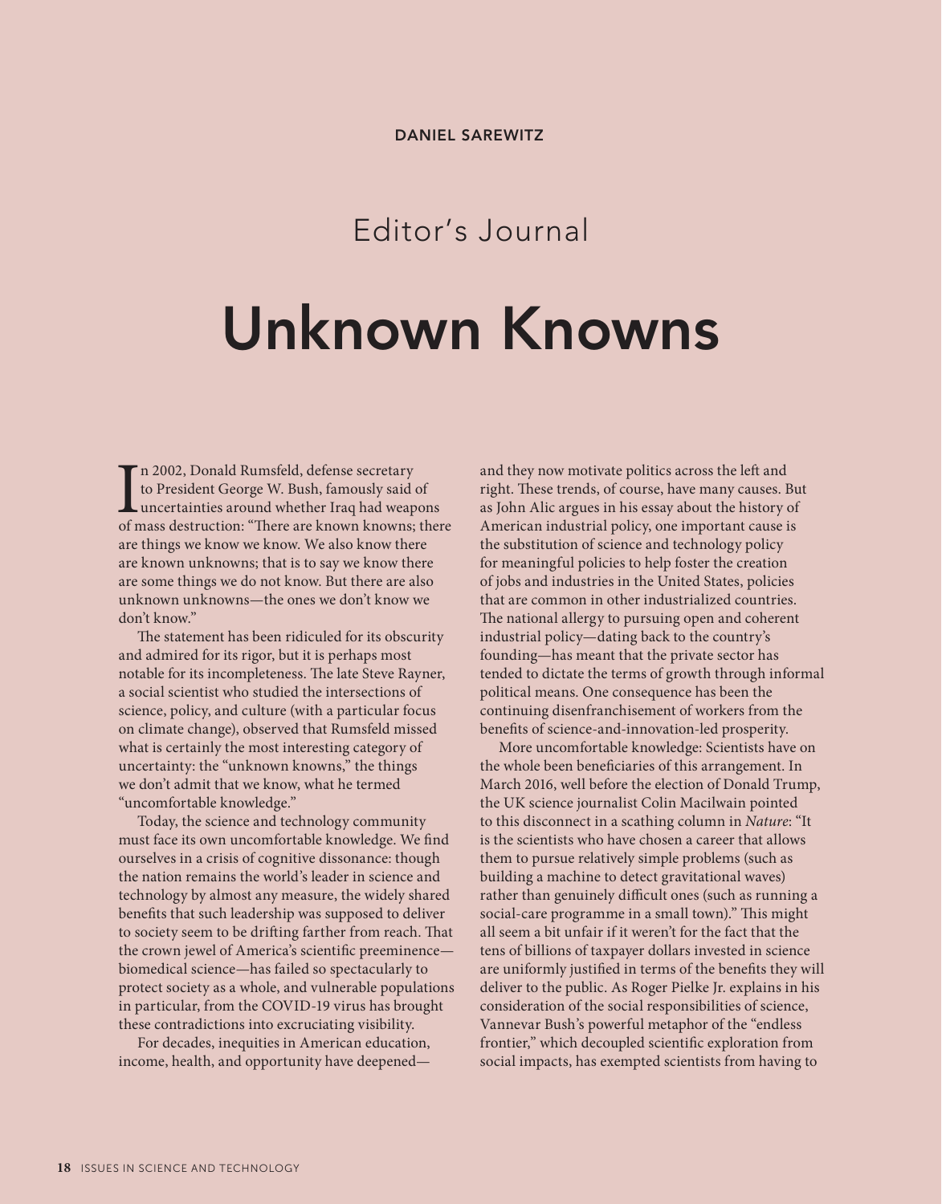DANIEL SAREWITZ

## Editor's Journal

# Unknown Knowns

In 2002, Donald Rumsfeld, defense secretary to President George W. Bush, famously said of uncertainties around whether Iraq had weapons of mass destruction: "There are known knowns; there are things we know we know. We also know there are known unknowns; that is to say we know there are some things we do not know. But there are also unknown unknowns—the ones we don't know we don't know."

The statement has been ridiculed for its obscurity and admired for its rigor, but it is perhaps most notable for its incompleteness. The late Steve Rayner, a social scientist who studied the intersections of science, policy, and culture (with a particular focus on climate change), observed that Rumsfeld missed what is certainly the most interesting category of uncertainty: the "unknown knowns," the things we don't admit that we know, what he termed "uncomfortable knowledge."

Today, the science and technology community must face its own uncomfortable knowledge. We find ourselves in a crisis of cognitive dissonance: though the nation remains the world's leader in science and technology by almost any measure, the widely shared benefits that such leadership was supposed to deliver to society seem to be drifting farther from reach. That the crown jewel of America's scientific preeminence—biomedical science—has failed so spectacularly to protect society as a whole, and vulnerable populations in particular, from the COVID-19 virus has brought these contradictions into excruciating visibility.

For decades, inequities in American education, income, health, and opportunity have deepened—and they now motivate politics across the left and right. These trends, of course, have many causes. But as John Alic argues in his essay about the history of American industrial policy, one important cause is the substitution of science and technology policy for meaningful policies to help foster the creation of jobs and industries in the United States, policies that are common in other industrialized countries. The national allergy to pursuing open and coherent industrial policy—dating back to the country's founding—has meant that the private sector has tended to dictate the terms of growth through informal political means. One consequence has been the continuing disenfranchisement of workers from the benefits of science-and-innovation-led prosperity.

More uncomfortable knowledge: Scientists have on the whole been beneficiaries of this arrangement. In March 2016, well before the election of Donald Trump, the UK science journalist Colin Macilwain pointed to this disconnect in a scathing column in *Nature*: "It is the scientists who have chosen a career that allows them to pursue relatively simple problems (such as building a machine to detect gravitational waves) rather than genuinely difficult ones (such as running a social-care programme in a small town)." This might all seem a bit unfair if it weren't for the fact that the tens of billions of taxpayer dollars invested in science are uniformly justified in terms of the benefits they will deliver to the public. As Roger Pielke Jr. explains in his consideration of the social responsibilities of science, Vannevar Bush's powerful metaphor of the "endless frontier," which decoupled scientific exploration from social impacts, has exempted scientists from having to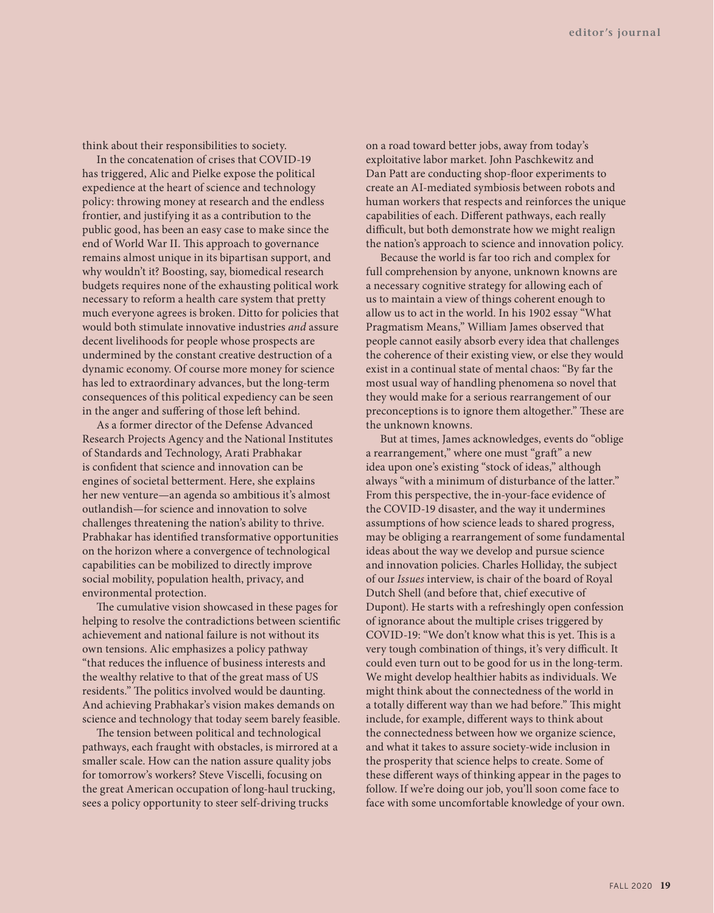think about their responsibilities to society.

In the concatenation of crises that COVID-19 has triggered, Alic and Pielke expose the political expedience at the heart of science and technology policy: throwing money at research and the endless frontier, and justifying it as a contribution to the public good, has been an easy case to make since the end of World War II. This approach to governance remains almost unique in its bipartisan support, and why wouldn't it? Boosting, say, biomedical research budgets requires none of the exhausting political work necessary to reform a health care system that pretty much everyone agrees is broken. Ditto for policies that would both stimulate innovative industries *and* assure decent livelihoods for people whose prospects are undermined by the constant creative destruction of a dynamic economy. Of course more money for science has led to extraordinary advances, but the long-term consequences of this political expediency can be seen in the anger and suffering of those left behind.

As a former director of the Defense Advanced Research Projects Agency and the National Institutes of Standards and Technology, Arati Prabhakar is confident that science and innovation can be engines of societal betterment. Here, she explains her new venture—an agenda so ambitious it's almost outlandish—for science and innovation to solve challenges threatening the nation's ability to thrive. Prabhakar has identified transformative opportunities on the horizon where a convergence of technological capabilities can be mobilized to directly improve social mobility, population health, privacy, and environmental protection.

The cumulative vision showcased in these pages for helping to resolve the contradictions between scientific achievement and national failure is not without its own tensions. Alic emphasizes a policy pathway "that reduces the influence of business interests and the wealthy relative to that of the great mass of US residents." The politics involved would be daunting. And achieving Prabhakar's vision makes demands on science and technology that today seem barely feasible.

The tension between political and technological pathways, each fraught with obstacles, is mirrored at a smaller scale. How can the nation assure quality jobs for tomorrow's workers? Steve Viscelli, focusing on the great American occupation of long-haul trucking, sees a policy opportunity to steer self-driving trucks on a road toward better jobs, away from today's exploitative labor market. John Paschkewitz and Dan Patt are conducting shop-floor experiments to create an AI-mediated symbiosis between robots and human workers that respects and reinforces the unique capabilities of each. Different pathways, each really difficult, but both demonstrate how we might realign the nation's approach to science and innovation policy.

Because the world is far too rich and complex for full comprehension by anyone, unknown knowns are a necessary cognitive strategy for allowing each of us to maintain a view of things coherent enough to allow us to act in the world. In his 1902 essay "What Pragmatism Means," William James observed that people cannot easily absorb every idea that challenges the coherence of their existing view, or else they would exist in a continual state of mental chaos: "By far the most usual way of handling phenomena so novel that they would make for a serious rearrangement of our preconceptions is to ignore them altogether." These are the unknown knowns.

But at times, James acknowledges, events do "oblige a rearrangement," where one must "graft" a new idea upon one's existing "stock of ideas," although always "with a minimum of disturbance of the latter." From this perspective, the in-your-face evidence of the COVID-19 disaster, and the way it undermines assumptions of how science leads to shared progress, may be obliging a rearrangement of some fundamental ideas about the way we develop and pursue science and innovation policies. Charles Holliday, the subject of our *Issues* interview, is chair of the board of Royal Dutch Shell (and before that, chief executive of Dupont). He starts with a refreshingly open confession of ignorance about the multiple crises triggered by COVID-19: "We don't know what this is yet. This is a very tough combination of things, it's very difficult. It could even turn out to be good for us in the long-term. We might develop healthier habits as individuals. We might think about the connectedness of the world in a totally different way than we had before." This might include, for example, different ways to think about the connectedness between how we organize science, and what it takes to assure society-wide inclusion in the prosperity that science helps to create. Some of these different ways of thinking appear in the pages to follow. If we're doing our job, you'll soon come face to face with some uncomfortable knowledge of your own.